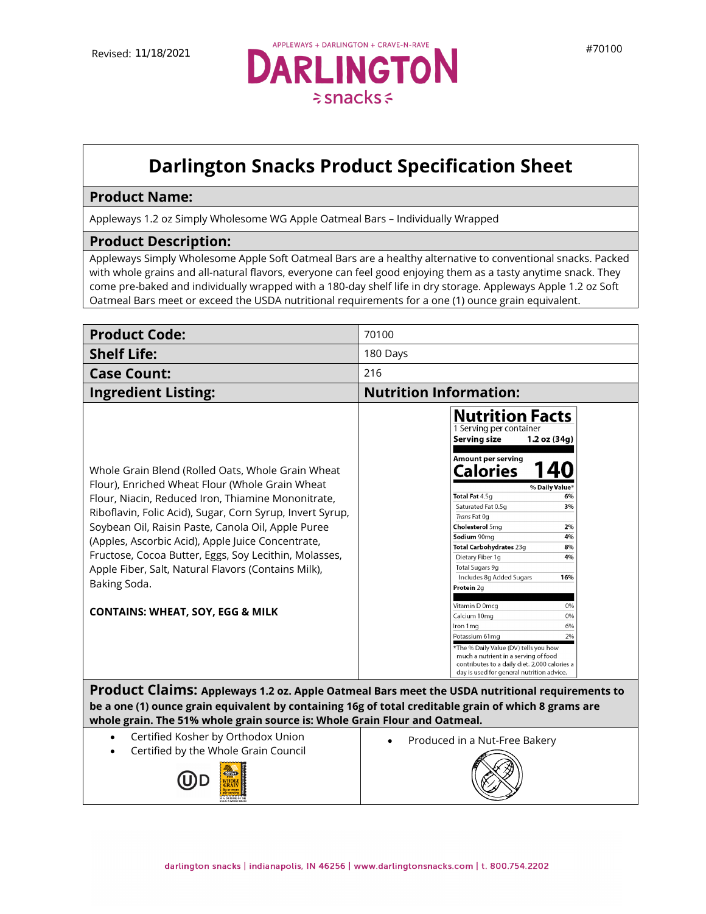Revised: 11/18/2021

APPLEWAYS + DARLINGTON + CRAVE-N-RAVE

DARLINGTON snacks

#70100

# Darlington Snacks Product Specification Sheet

## Product Name:

Appleways 1.2 oz Simply Wholesome WG Apple Oatmeal Bars – Individually Wrapped

## Product Description:

Appleways Simply Wholesome Apple Soft Oatmeal Bars are a healthy alternative to conventional snacks. Packed with whole grains and all-natural flavors, everyone can feel good enjoying them as a tasty anytime snack. They come pre-baked and individually wrapped with a 180-day shelf life in dry storage. Appleways Apple 1.2 oz Soft Oatmeal Bars meet or exceed the USDA nutritional requirements for a one (1) ounce grain equivalent.

| **Product Code:** | 70100 |
| --- | --- |
| **Shelf Life:** | 180 Days |
| **Case Count:** | 216 |

## Ingredient Listing:

Whole Grain Blend (Rolled Oats, Whole Grain Wheat Flour), Enriched Wheat Flour (Whole Grain Wheat Flour, Niacin, Reduced Iron, Thiamine Mononitrate, Riboflavin, Folic Acid), Sugar, Corn Syrup, Invert Syrup, Soybean Oil, Raisin Paste, Canola Oil, Apple Puree (Apples, Ascorbic Acid), Apple Juice Concentrate, Fructose, Cocoa Butter, Eggs, Soy Lecithin, Molasses, Apple Fiber, Salt, Natural Flavors (Contains Milk), Baking Soda.

**CONTAINS: WHEAT, SOY, EGG & MILK**

## Nutrition Information:

**Nutrition Facts**

1 Serving per container

**Serving size** 1.2 oz (34g)

**Amount per serving**

**Calories 140**

| | % Daily Value* |
| --- | --- |
| **Total Fat** 4.5g | **6%** |
| Saturated Fat 0.5g | **3%** |
| *Trans* Fat 0g | |
| **Cholesterol** 5mg | **2%** |
| **Sodium** 90mg | **4%** |
| **Total Carbohydrates** 23g | **8%** |
| Dietary Fiber 1g | **4%** |
| Total Sugars 9g | |
| Includes 8g Added Sugars | **16%** |
| **Protein** 2g | |
| Vitamin D 0mcg | 0% |
| Calcium 10mg | 0% |
| Iron 1mg | 6% |
| Potassium 61mg | 2% |

*The % Daily Value (DV) tells you how much a nutrient in a serving of food contributes to a daily diet. 2,000 calories a day is used for general nutrition advice.

## Product Claims: **Appleways 1.2 oz. Apple Oatmeal Bars meet the USDA nutritional requirements to be a one (1) ounce grain equivalent by containing 16g of total creditable grain of which 8 grams are whole grain. The 51% whole grain source is: Whole Grain Flour and Oatmeal.**

- Certified Kosher by Orthodox Union
- Certified by the Whole Grain Council

- Produced in a Nut-Free Bakery

darlington snacks | indianapolis, IN 46256 | www.darlingtonsnacks.com | t. 800.754.2202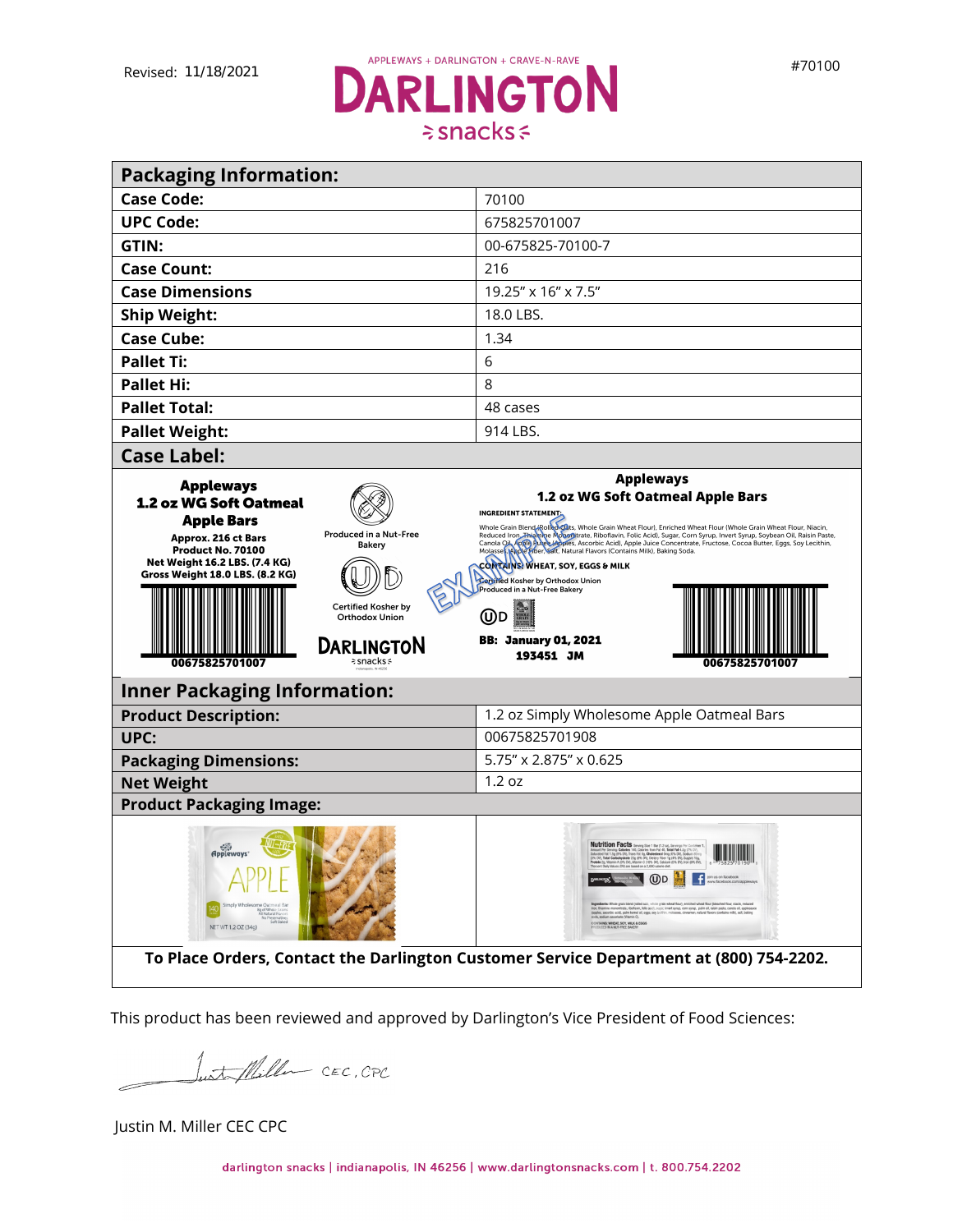Revised: 11/18/2021

APPLEWAYS + DARLINGTON + CRAVE-N-RAVE

# DARLINGTON snacks

#70100

| Packaging Information: | |
|---|---|
| **Case Code:** | 70100 |
| **UPC Code:** | 675825701007 |
| **GTIN:** | 00-675825-70100-7 |
| **Case Count:** | 216 |
| **Case Dimensions** | 19.25" x 16" x 7.5" |
| **Ship Weight:** | 18.0 LBS. |
| **Case Cube:** | 1.34 |
| **Pallet Ti:** | 6 |
| **Pallet Hi:** | 8 |
| **Pallet Total:** | 48 cases |
| **Pallet Weight:** | 914 LBS. |

## Case Label:

**Appleways**
**1.2 oz WG Soft Oatmeal Apple Bars**
**Approx. 216 ct Bars**
**Product No. 70100**
**Net Weight 16.2 LBS. (7.4 KG)**
**Gross Weight 18.0 LBS. (8.2 KG)**

00675825701007

Produced in a Nut-Free Bakery

Certified Kosher by Orthodox Union

DARLINGTON snacks

EXAMPLE

**Appleways**
**1.2 oz WG Soft Oatmeal Apple Bars**

**INGREDIENT STATEMENT:**
Whole Grain Blend (Rolled Oats, Whole Grain Wheat Flour), Enriched Wheat Flour (Whole Grain Wheat Flour, Niacin, Reduced Iron, Thiamine Mononitrate, Riboflavin, Folic Acid), Sugar, Corn Syrup, Invert Syrup, Soybean Oil, Raisin Paste, Canola Oil, Apple Puree (Apples, Ascorbic Acid), Apple Juice Concentrate, Fructose, Cocoa Butter, Eggs, Soy Lecithin, Molasses, Apple Fiber, Salt, Natural Flavors (Contains Milk), Baking Soda.

**CONTAINS: WHEAT, SOY, EGGS & MILK**
Certified Kosher by Orthodox Union
Produced in a Nut-Free Bakery

**BB: January 01, 2021**
**193451 JM**

00675825701007

| Inner Packaging Information: | |
|---|---|
| **Product Description:** | 1.2 oz Simply Wholesome Apple Oatmeal Bars |
| **UPC:** | 00675825701908 |
| **Packaging Dimensions:** | 5.75" x 2.875" x 0.625 |
| **Net Weight** | 1.2 oz |

## Product Packaging Image:

**To Place Orders, Contact the Darlington Customer Service Department at (800) 754-2202.**

This product has been reviewed and approved by Darlington's Vice President of Food Sciences:

Justin M. Miller CEC CPC

darlington snacks | indianapolis, IN 46256 | www.darlingtonsnacks.com | t. 800.754.2202